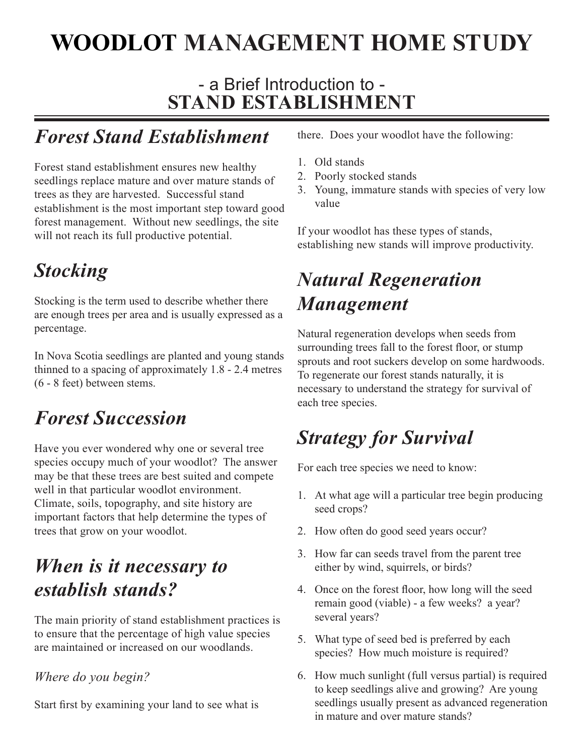# WOODLOT MANAGEMENT HOME STUDY

## - a Brief Introduction to - STAND ESTABLISHMENT

## *Forest Stand Establishment*

Forest stand establishment ensures new healthy seedlings replace mature and over mature stands of trees as they are harvested. Successful stand establishment is the most important step toward good forest management. Without new seedlings, the site will not reach its full productive potential.

## *Stocking*

Stocking is the term used to describe whether there are enough trees per area and is usually expressed as a percentage.

In Nova Scotia seedlings are planted and young stands thinned to a spacing of approximately 1.8 - 2.4 metres (6 - 8 feet) between stems.

## *Forest Succession*

Have you ever wondered why one or several tree species occupy much of your woodlot? The answer may be that these trees are best suited and compete well in that particular woodlot environment. Climate, soils, topography, and site history are important factors that help determine the types of trees that grow on your woodlot.

## *When is it necessary to establish stands?*

The main priority of stand establishment practices is to ensure that the percentage of high value species are maintained or increased on our woodlands.

*Where do you begin?*

Start first by examining your land to see what is there. Does your woodlot have the following:

1. Old stands
2. Poorly stocked stands
3. Young, immature stands with species of very low value

If your woodlot has these types of stands, establishing new stands will improve productivity.

## *Natural Regeneration Management*

Natural regeneration develops when seeds from surrounding trees fall to the forest floor, or stump sprouts and root suckers develop on some hardwoods. To regenerate our forest stands naturally, it is necessary to understand the strategy for survival of each tree species.

## *Strategy for Survival*

For each tree species we need to know:

1. At what age will a particular tree begin producing seed crops?
2. How often do good seed years occur?
3. How far can seeds travel from the parent tree either by wind, squirrels, or birds?
4. Once on the forest floor, how long will the seed remain good (viable) - a few weeks? a year? several years?
5. What type of seed bed is preferred by each species? How much moisture is required?
6. How much sunlight (full versus partial) is required to keep seedlings alive and growing? Are young seedlings usually present as advanced regeneration in mature and over mature stands?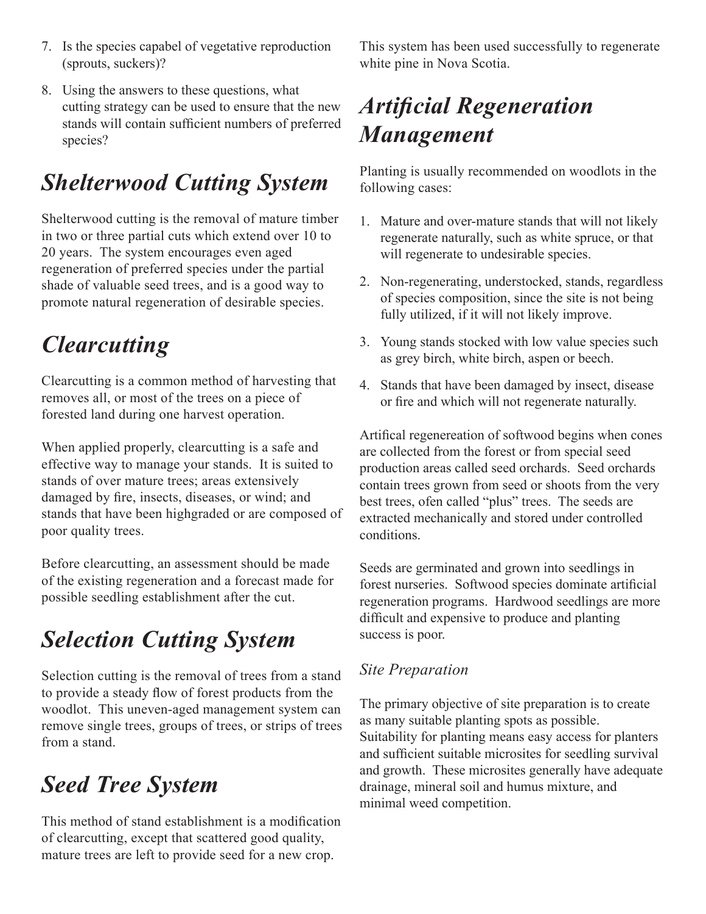7. Is the species capabel of vegetative reproduction (sprouts, suckers)?
8. Using the answers to these questions, what cutting strategy can be used to ensure that the new stands will contain sufficient numbers of preferred species?

## *Shelterwood Cutting System*

Shelterwood cutting is the removal of mature timber in two or three partial cuts which extend over 10 to 20 years. The system encourages even aged regeneration of preferred species under the partial shade of valuable seed trees, and is a good way to promote natural regeneration of desirable species.

## *Clearcutting*

Clearcutting is a common method of harvesting that removes all, or most of the trees on a piece of forested land during one harvest operation.

When applied properly, clearcutting is a safe and effective way to manage your stands. It is suited to stands of over mature trees; areas extensively damaged by fire, insects, diseases, or wind; and stands that have been highgraded or are composed of poor quality trees.

Before clearcutting, an assessment should be made of the existing regeneration and a forecast made for possible seedling establishment after the cut.

## *Selection Cutting System*

Selection cutting is the removal of trees from a stand to provide a steady flow of forest products from the woodlot. This uneven-aged management system can remove single trees, groups of trees, or strips of trees from a stand.

## *Seed Tree System*

This method of stand establishment is a modification of clearcutting, except that scattered good quality, mature trees are left to provide seed for a new crop. This system has been used successfully to regenerate white pine in Nova Scotia.

## *Artificial Regeneration Management*

Planting is usually recommended on woodlots in the following cases:

1. Mature and over-mature stands that will not likely regenerate naturally, such as white spruce, or that will regenerate to undesirable species.
2. Non-regenerating, understocked, stands, regardless of species composition, since the site is not being fully utilized, if it will not likely improve.
3. Young stands stocked with low value species such as grey birch, white birch, aspen or beech.
4. Stands that have been damaged by insect, disease or fire and which will not regenerate naturally.

Artifical regenereation of softwood begins when cones are collected from the forest or from special seed production areas called seed orchards. Seed orchards contain trees grown from seed or shoots from the very best trees, ofen called "plus" trees. The seeds are extracted mechanically and stored under controlled conditions.

Seeds are germinated and grown into seedlings in forest nurseries. Softwood species dominate artificial regeneration programs. Hardwood seedlings are more difficult and expensive to produce and planting success is poor.

### *Site Preparation*

The primary objective of site preparation is to create as many suitable planting spots as possible. Suitability for planting means easy access for planters and sufficient suitable microsites for seedling survival and growth. These microsites generally have adequate drainage, mineral soil and humus mixture, and minimal weed competition.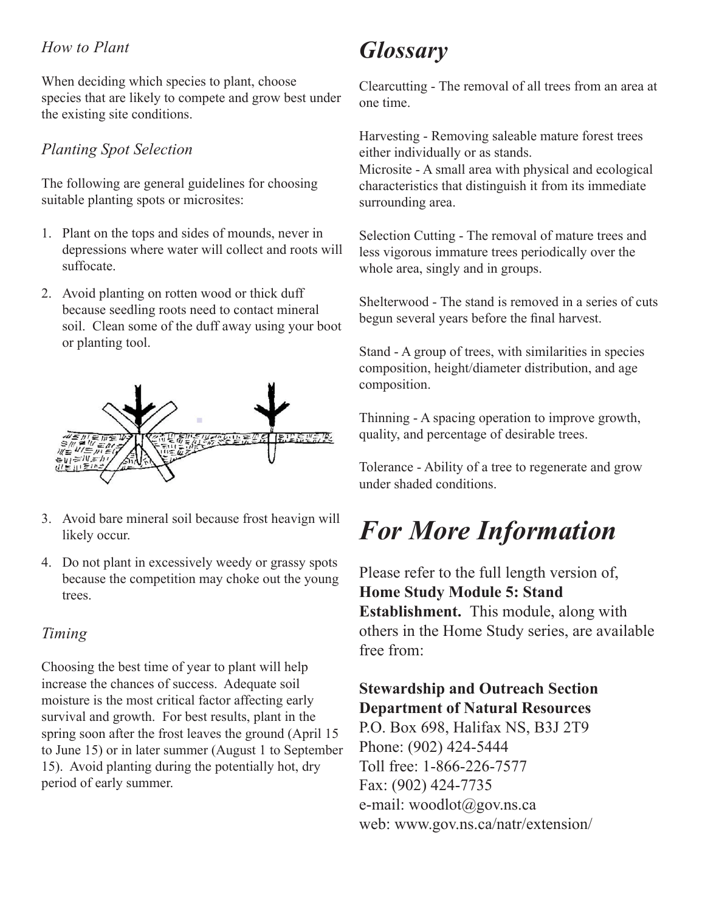*How to Plant*

When deciding which species to plant, choose species that are likely to compete and grow best under the existing site conditions.

*Planting Spot Selection*

The following are general guidelines for choosing suitable planting spots or microsites:

1. Plant on the tops and sides of mounds, never in depressions where water will collect and roots will suffocate.
2. Avoid planting on rotten wood or thick duff because seedling roots need to contact mineral soil. Clean some of the duff away using your boot or planting tool.
3. Avoid bare mineral soil because frost heavign will likely occur.
4. Do not plant in excessively weedy or grassy spots because the competition may choke out the young trees.

*Timing*

Choosing the best time of year to plant will help increase the chances of success. Adequate soil moisture is the most critical factor affecting early survival and growth. For best results, plant in the spring soon after the frost leaves the ground (April 15 to June 15) or in later summer (August 1 to September 15). Avoid planting during the potentially hot, dry period of early summer.

# *Glossary*

Clearcutting - The removal of all trees from an area at one time.

Harvesting - Removing saleable mature forest trees either individually or as stands.

Microsite - A small area with physical and ecological characteristics that distinguish it from its immediate surrounding area.

Selection Cutting - The removal of mature trees and less vigorous immature trees periodically over the whole area, singly and in groups.

Shelterwood - The stand is removed in a series of cuts begun several years before the final harvest.

Stand - A group of trees, with similarities in species composition, height/diameter distribution, and age composition.

Thinning - A spacing operation to improve growth, quality, and percentage of desirable trees.

Tolerance - Ability of a tree to regenerate and grow under shaded conditions.

# *For More Information*

Please refer to the full length version of, **Home Study Module 5: Stand Establishment.** This module, along with others in the Home Study series, are available free from:

**Stewardship and Outreach Section**
**Department of Natural Resources**
P.O. Box 698, Halifax NS, B3J 2T9
Phone: (902) 424-5444
Toll free: 1-866-226-7577
Fax: (902) 424-7735
e-mail: woodlot@gov.ns.ca
web: www.gov.ns.ca/natr/extension/